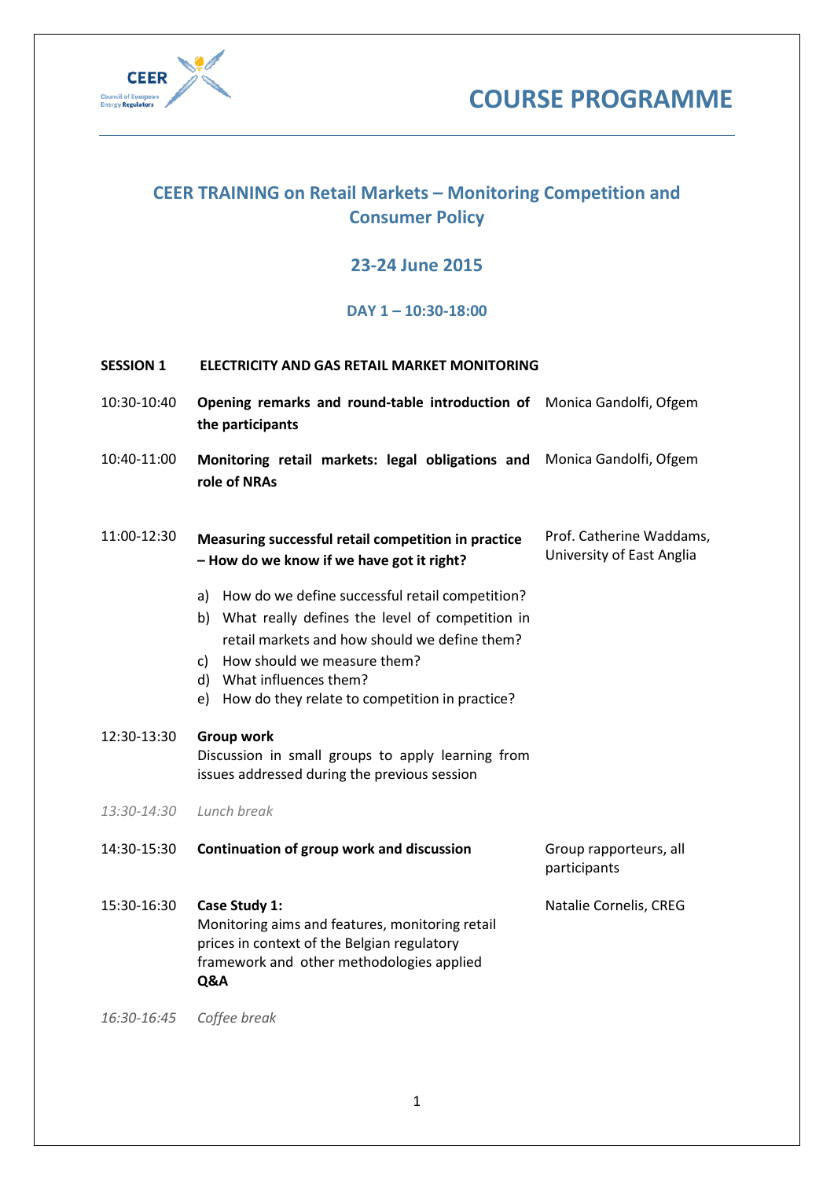# COURSE PROGRAMME

## CEER TRAINING on Retail Markets – Monitoring Competition and Consumer Policy

### 23-24 June 2015

### DAY 1 – 10:30-18:00

**SESSION 1 ELECTRICITY AND GAS RETAIL MARKET MONITORING**

| | | |
|---|---|---|
| 10:30-10:40 | **Opening remarks and round-table introduction of the participants** | Monica Gandolfi, Ofgem |
| 10:40-11:00 | **Monitoring retail markets: legal obligations and role of NRAs** | Monica Gandolfi, Ofgem |
| 11:00-12:30 | **Measuring successful retail competition in practice – How do we know if we have got it right?**<br>a) How do we define successful retail competition?<br>b) What really defines the level of competition in retail markets and how should we define them?<br>c) How should we measure them?<br>d) What influences them?<br>e) How do they relate to competition in practice? | Prof. Catherine Waddams, University of East Anglia |
| 12:30-13:30 | **Group work**<br>Discussion in small groups to apply learning from issues addressed during the previous session | |
| *13:30-14:30* | *Lunch break* | |
| 14:30-15:30 | **Continuation of group work and discussion** | Group rapporteurs, all participants |
| 15:30-16:30 | **Case Study 1:**<br>Monitoring aims and features, monitoring retail prices in context of the Belgian regulatory framework and other methodologies applied<br>**Q&A** | Natalie Cornelis, CREG |
| *16:30-16:45* | *Coffee break* | |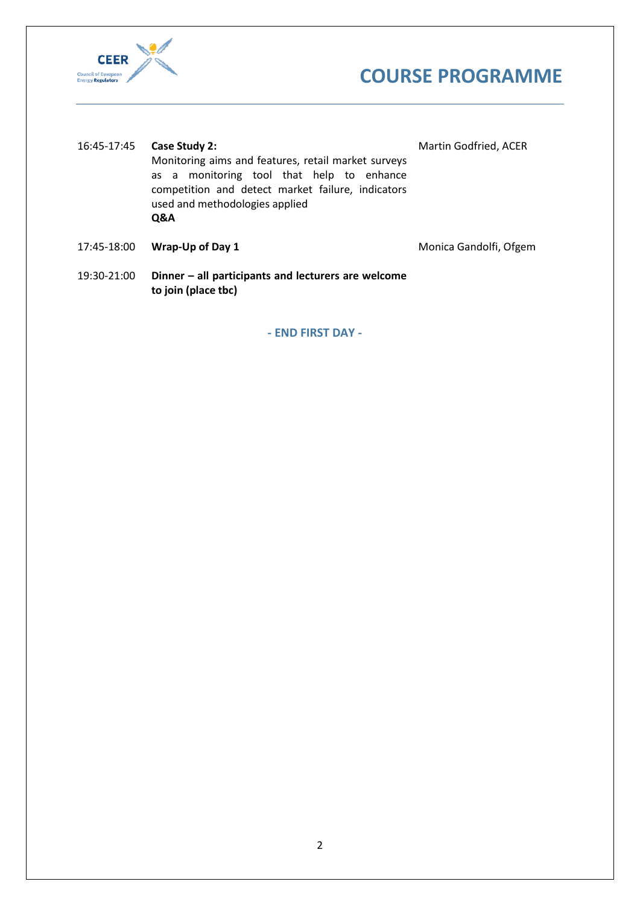# COURSE PROGRAMME

| | | |
|---|---|---|
| 16:45-17:45 | **Case Study 2:**<br>Monitoring aims and features, retail market surveys as a monitoring tool that help to enhance competition and detect market failure, indicators used and methodologies applied<br>**Q&A** | Martin Godfried, ACER |
| 17:45-18:00 | **Wrap-Up of Day 1** | Monica Gandolfi, Ofgem |
| 19:30-21:00 | **Dinner – all participants and lecturers are welcome to join (place tbc)** | |

**- END FIRST DAY -**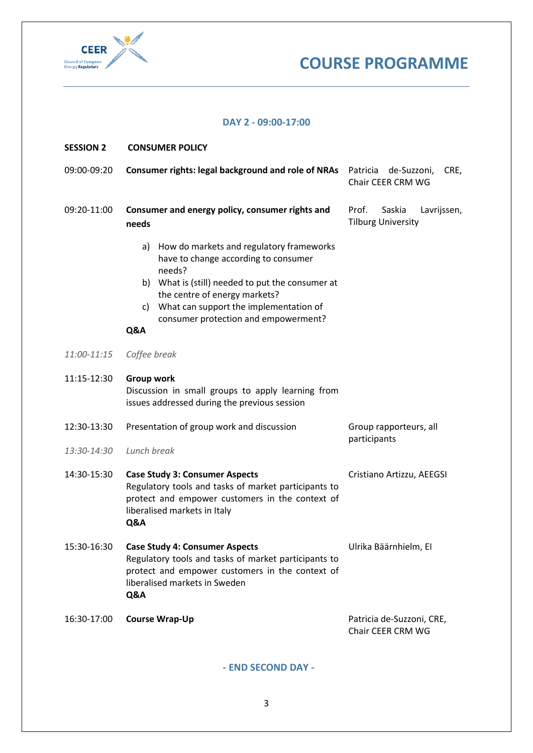# COURSE PROGRAMME

## DAY 2 - 09:00-17:00

| | | |
|---|---|---|
| **SESSION 2** | **CONSUMER POLICY** | |
| 09:00-09:20 | **Consumer rights: legal background and role of NRAs** | Patricia de-Suzzoni, CRE, Chair CEER CRM WG |
| 09:20-11:00 | **Consumer and energy policy, consumer rights and needs**<br>a) How do markets and regulatory frameworks have to change according to consumer needs?<br>b) What is (still) needed to put the consumer at the centre of energy markets?<br>c) What can support the implementation of consumer protection and empowerment?<br>**Q&A** | Prof. Saskia Lavrijssen, Tilburg University |
| *11:00-11:15* | *Coffee break* | |
| 11:15-12:30 | **Group work**<br>Discussion in small groups to apply learning from issues addressed during the previous session | |
| 12:30-13:30 | Presentation of group work and discussion | Group rapporteurs, all participants |
| *13:30-14:30* | *Lunch break* | |
| 14:30-15:30 | **Case Study 3: Consumer Aspects**<br>Regulatory tools and tasks of market participants to protect and empower customers in the context of liberalised markets in Italy<br>**Q&A** | Cristiano Artizzu, AEEGSI |
| 15:30-16:30 | **Case Study 4: Consumer Aspects**<br>Regulatory tools and tasks of market participants to protect and empower customers in the context of liberalised markets in Sweden<br>**Q&A** | Ulrika Bäärnhielm, EI |
| 16:30-17:00 | **Course Wrap-Up** | Patricia de-Suzzoni, CRE, Chair CEER CRM WG |

**- END SECOND DAY -**